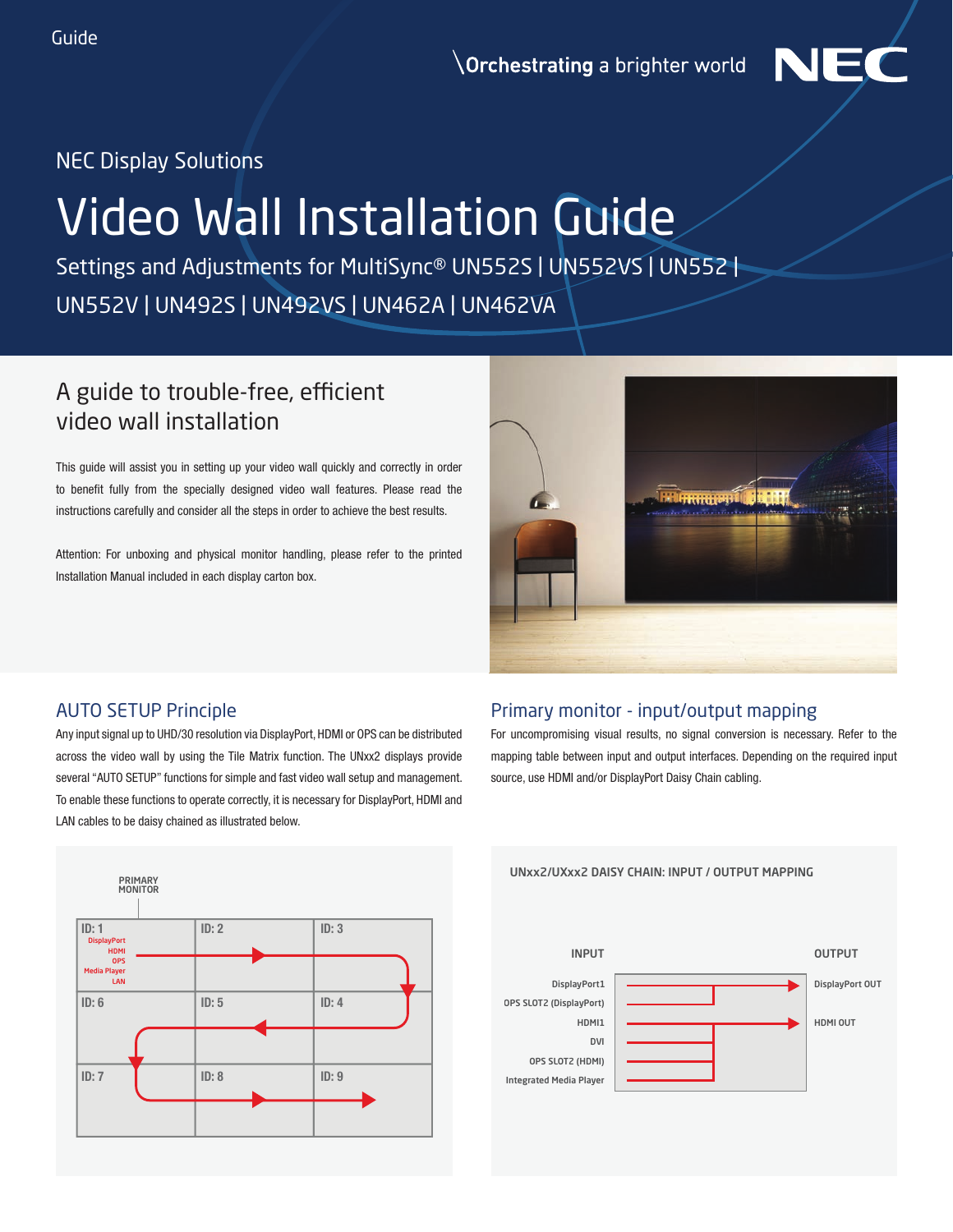Guide

\Orchestrating a brighter world

NEC

NEC Display Solutions

# Video Wall Installation Guide

Settings and Adjustments for MultiSync® UN552S | UN552VS | UN552 | UN552V | UN492S | UN492VS | UN462A | UN462VA

## A guide to trouble-free, efficient video wall installation

This guide will assist you in setting up your video wall quickly and correctly in order to benefit fully from the specially designed video wall features. Please read the instructions carefully and consider all the steps in order to achieve the best results.

Attention: For unboxing and physical monitor handling, please refer to the printed Installation Manual included in each display carton box.

## AUTO SETUP Principle

Any input signal up to UHD/30 resolution via DisplayPort, HDMI or OPS can be distributed across the video wall by using the Tile Matrix function. The UNxx2 displays provide several "AUTO SETUP" functions for simple and fast video wall setup and management. To enable these functions to operate correctly, it is necessary for DisplayPort, HDMI and LAN cables to be daisy chained as illustrated below.

PRIMARY MONITOR

| ID: 1 (DisplayPort, HDMI, OPS, Media Player, LAN) | ID: 2 | ID: 3 |
|---|---|---|
| ID: 6 | ID: 5 | ID: 4 |
| ID: 7 | ID: 8 | ID: 9 |

## Primary monitor - input/output mapping

For uncompromising visual results, no signal conversion is necessary. Refer to the mapping table between input and output interfaces. Depending on the required input source, use HDMI and/or DisplayPort Daisy Chain cabling.

UNxx2/UXxx2 DAISY CHAIN: INPUT / OUTPUT MAPPING

| INPUT | OUTPUT |
|---|---|
| DisplayPort1 | DisplayPort OUT |
| OPS SLOT2 (DisplayPort) | DisplayPort OUT |
| HDMI1 | HDMI OUT |
| DVI | HDMI OUT |
| OPS SLOT2 (HDMI) | HDMI OUT |
| Integrated Media Player | HDMI OUT |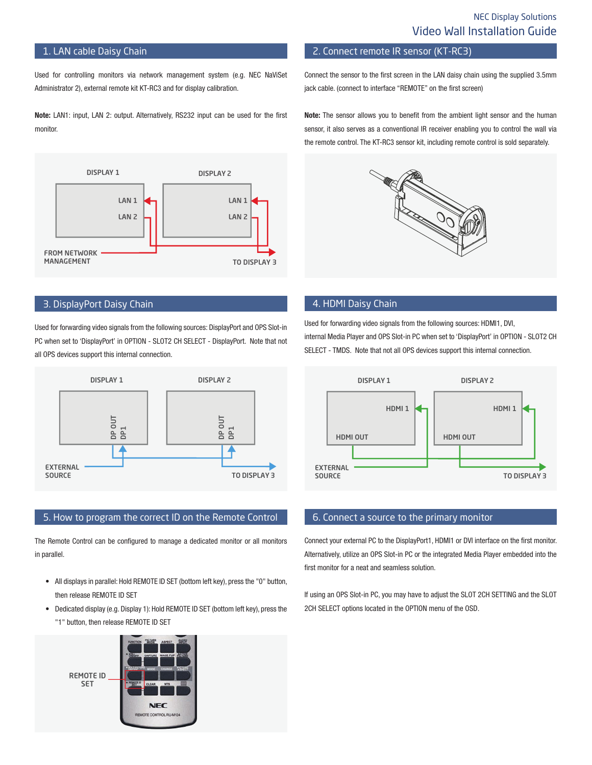## 1. LAN cable Daisy Chain

Used for controlling monitors via network management system (e.g. NEC NaViSet Administrator 2), external remote kit KT-RC3 and for display calibration.

**Note:** LAN1: input, LAN 2: output. Alternatively, RS232 input can be used for the first monitor.

DISPLAY 1 DISPLAY 2 LAN 1 LAN 2 LAN 1 LAN 2 FROM NETWORK MANAGEMENT TO DISPLAY 3

## 2. Connect remote IR sensor (KT-RC3)

Connect the sensor to the first screen in the LAN daisy chain using the supplied 3.5mm jack cable. (connect to interface "REMOTE" on the first screen)

**Note:** The sensor allows you to benefit from the ambient light sensor and the human sensor, it also serves as a conventional IR receiver enabling you to control the wall via the remote control. The KT-RC3 sensor kit, including remote control is sold separately.

## 3. DisplayPort Daisy Chain

Used for forwarding video signals from the following sources: DisplayPort and OPS Slot-in PC when set to 'DisplayPort' in OPTION - SLOT2 CH SELECT - DisplayPort. Note that not all OPS devices support this internal connection.

DISPLAY 1 DISPLAY 2 DP OUT DP1 DP OUT DP1 EXTERNAL SOURCE TO DISPLAY 3

## 4. HDMI Daisy Chain

Used for forwarding video signals from the following sources: HDMI1, DVI, internal Media Player and OPS Slot-in PC when set to 'DisplayPort' in OPTION - SLOT2 CH SELECT - TMDS. Note that not all OPS devices support this internal connection.

DISPLAY 1 DISPLAY 2 HDMI 1 HDMI OUT HDMI 1 HDMI OUT EXTERNAL SOURCE TO DISPLAY 3

## 5. How to program the correct ID on the Remote Control

The Remote Control can be configured to manage a dedicated monitor or all monitors in parallel.

- All displays in parallel: Hold REMOTE ID SET (bottom left key), press the "0" button, then release REMOTE ID SET
- Dedicated display (e.g. Display 1): Hold REMOTE ID SET (bottom left key), press the "1" button, then release REMOTE ID SET

REMOTE ID SET

## 6. Connect a source to the primary monitor

Connect your external PC to the DisplayPort1, HDMI1 or DVI interface on the first monitor. Alternatively, utilize an OPS Slot-in PC or the integrated Media Player embedded into the first monitor for a neat and seamless solution.

If using an OPS Slot-in PC, you may have to adjust the SLOT 2CH SETTING and the SLOT 2CH SELECT options located in the OPTION menu of the OSD.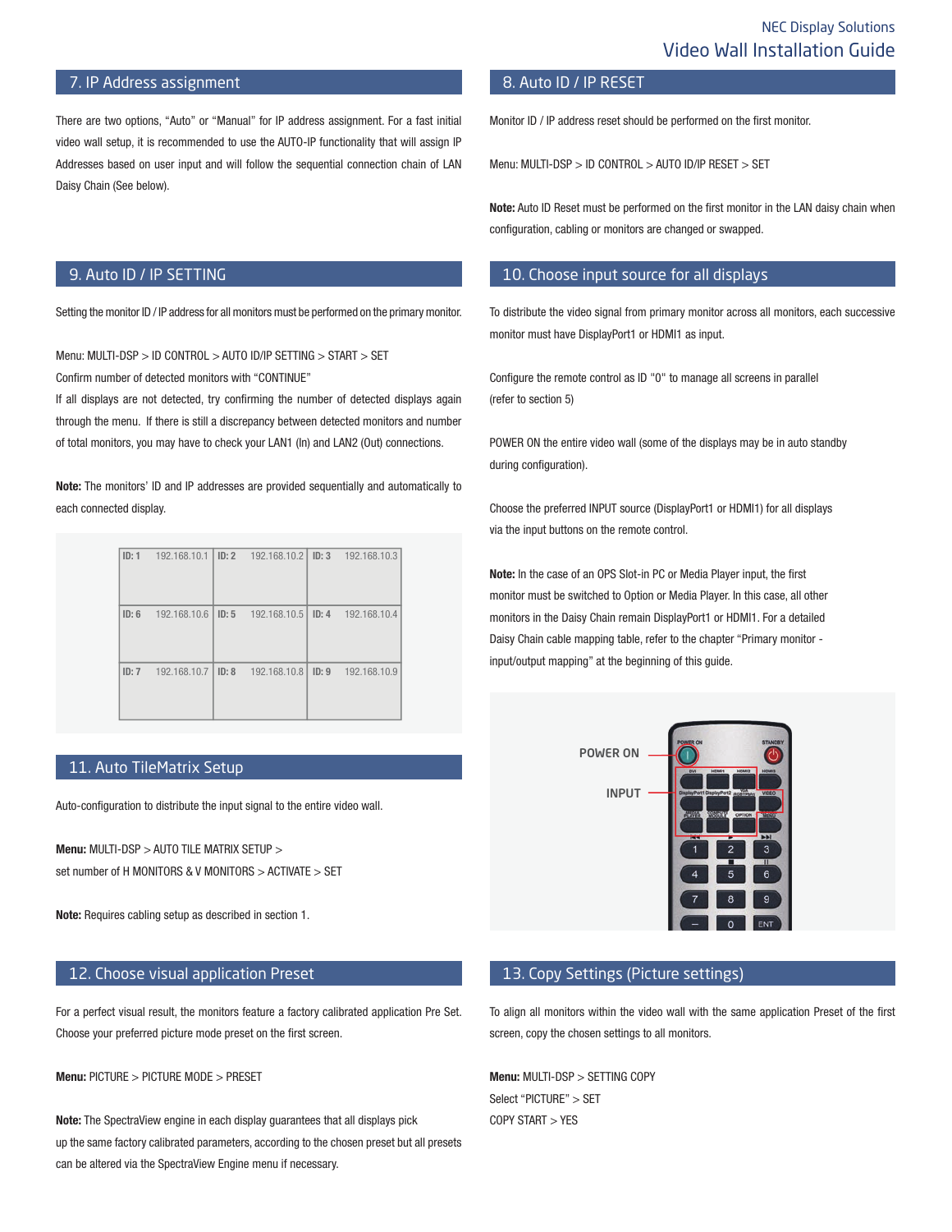## 7. IP Address assignment

There are two options, "Auto" or "Manual" for IP address assignment. For a fast initial video wall setup, it is recommended to use the AUTO-IP functionality that will assign IP Addresses based on user input and will follow the sequential connection chain of LAN Daisy Chain (See below).

## 8. Auto ID / IP RESET

Monitor ID / IP address reset should be performed on the first monitor.

Menu: MULTI-DSP > ID CONTROL > AUTO ID/IP RESET > SET

**Note:** Auto ID Reset must be performed on the first monitor in the LAN daisy chain when configuration, cabling or monitors are changed or swapped.

## 9. Auto ID / IP SETTING

Setting the monitor ID / IP address for all monitors must be performed on the primary monitor.

Menu: MULTI-DSP > ID CONTROL > AUTO ID/IP SETTING > START > SET

Confirm number of detected monitors with "CONTINUE"

If all displays are not detected, try confirming the number of detected displays again through the menu. If there is still a discrepancy between detected monitors and number of total monitors, you may have to check your LAN1 (In) and LAN2 (Out) connections.

**Note:** The monitors' ID and IP addresses are provided sequentially and automatically to each connected display.

| | | |
|---|---|---|
| ID: 1 192.168.10.1 | ID: 2 192.168.10.2 | ID: 3 192.168.10.3 |
| ID: 6 192.168.10.6 | ID: 5 192.168.10.5 | ID: 4 192.168.10.4 |
| ID: 7 192.168.10.7 | ID: 8 192.168.10.8 | ID: 9 192.168.10.9 |

## 10. Choose input source for all displays

To distribute the video signal from primary monitor across all monitors, each successive monitor must have DisplayPort1 or HDMI1 as input.

Configure the remote control as ID "0" to manage all screens in parallel (refer to section 5)

POWER ON the entire video wall (some of the displays may be in auto standby during configuration).

Choose the preferred INPUT source (DisplayPort1 or HDMI1) for all displays via the input buttons on the remote control.

**Note:** In the case of an OPS Slot-in PC or Media Player input, the first monitor must be switched to Option or Media Player. In this case, all other monitors in the Daisy Chain remain DisplayPort1 or HDMI1. For a detailed Daisy Chain cable mapping table, refer to the chapter "Primary monitor - input/output mapping" at the beginning of this guide.

POWER ON

INPUT

## 11. Auto TileMatrix Setup

Auto-configuration to distribute the input signal to the entire video wall.

**Menu:** MULTI-DSP > AUTO TILE MATRIX SETUP > set number of H MONITORS & V MONITORS > ACTIVATE > SET

**Note:** Requires cabling setup as described in section 1.

## 12. Choose visual application Preset

For a perfect visual result, the monitors feature a factory calibrated application Pre Set. Choose your preferred picture mode preset on the first screen.

**Menu:** PICTURE > PICTURE MODE > PRESET

**Note:** The SpectraView engine in each display guarantees that all displays pick up the same factory calibrated parameters, according to the chosen preset but all presets can be altered via the SpectraView Engine menu if necessary.

## 13. Copy Settings (Picture settings)

To align all monitors within the video wall with the same application Preset of the first screen, copy the chosen settings to all monitors.

**Menu:** MULTI-DSP > SETTING COPY

Select "PICTURE" > SET

COPY START > YES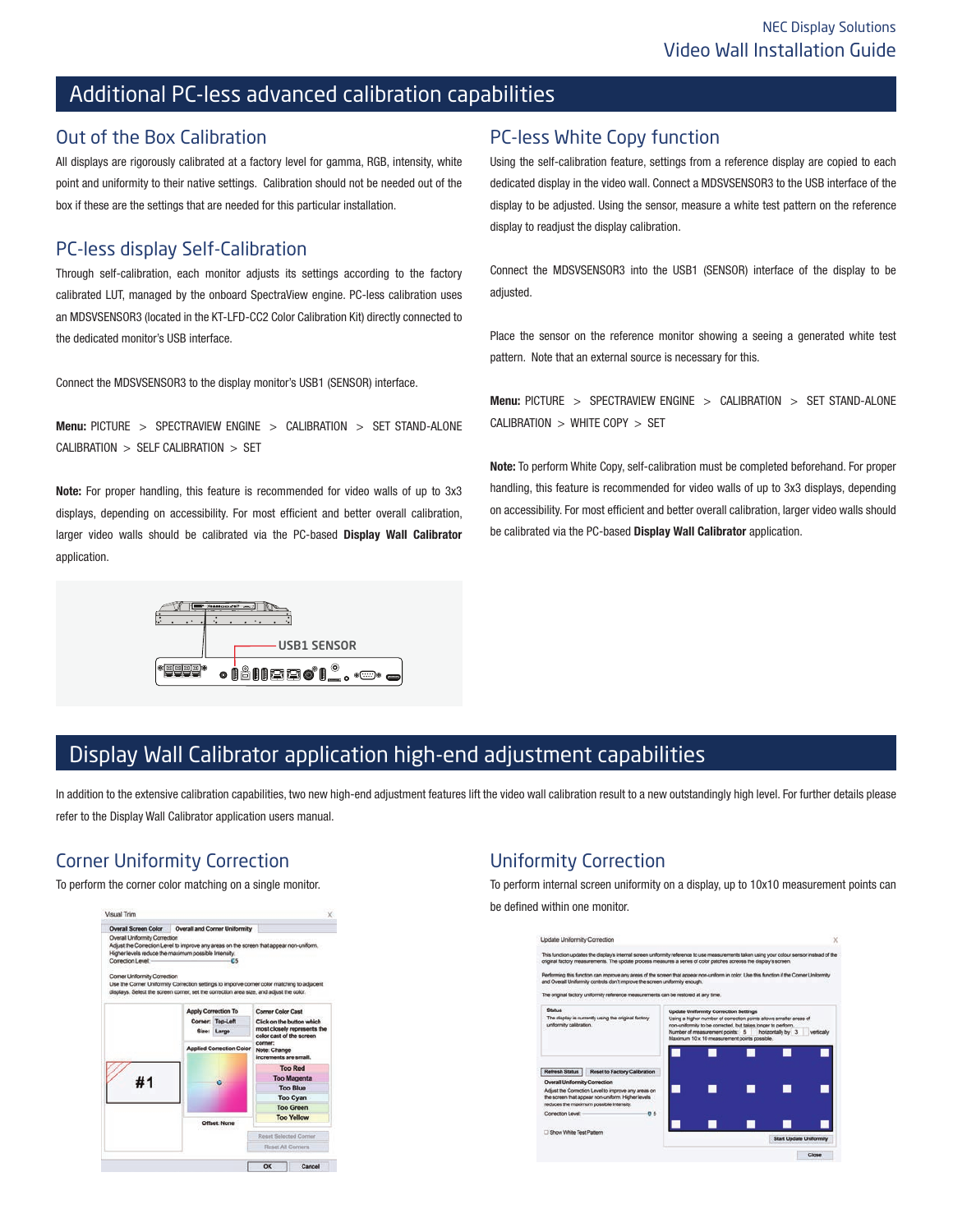## Additional PC-less advanced calibration capabilities

### Out of the Box Calibration

All displays are rigorously calibrated at a factory level for gamma, RGB, intensity, white point and uniformity to their native settings. Calibration should not be needed out of the box if these are the settings that are needed for this particular installation.

### PC-less display Self-Calibration

Through self-calibration, each monitor adjusts its settings according to the factory calibrated LUT, managed by the onboard SpectraView engine. PC-less calibration uses an MDSVSENSOR3 (located in the KT-LFD-CC2 Color Calibration Kit) directly connected to the dedicated monitor's USB interface.

Connect the MDSVSENSOR3 to the display monitor's USB1 (SENSOR) interface.

**Menu:** PICTURE > SPECTRAVIEW ENGINE > CALIBRATION > SET STAND-ALONE CALIBRATION > SELF CALIBRATION > SET

**Note:** For proper handling, this feature is recommended for video walls of up to 3x3 displays, depending on accessibility. For most efficient and better overall calibration, larger video walls should be calibrated via the PC-based **Display Wall Calibrator** application.

USB1 SENSOR

### PC-less White Copy function

Using the self-calibration feature, settings from a reference display are copied to each dedicated display in the video wall. Connect a MDSVSENSOR3 to the USB interface of the display to be adjusted. Using the sensor, measure a white test pattern on the reference display to readjust the display calibration.

Connect the MDSVSENSOR3 into the USB1 (SENSOR) interface of the display to be adjusted.

Place the sensor on the reference monitor showing a seeing a generated white test pattern. Note that an external source is necessary for this.

**Menu:** PICTURE > SPECTRAVIEW ENGINE > CALIBRATION > SET STAND-ALONE CALIBRATION > WHITE COPY > SET

**Note:** To perform White Copy, self-calibration must be completed beforehand. For proper handling, this feature is recommended for video walls of up to 3x3 displays, depending on accessibility. For most efficient and better overall calibration, larger video walls should be calibrated via the PC-based **Display Wall Calibrator** application.

## Display Wall Calibrator application high-end adjustment capabilities

In addition to the extensive calibration capabilities, two new high-end adjustment features lift the video wall calibration result to a new outstandingly high level. For further details please refer to the Display Wall Calibrator application users manual.

### Corner Uniformity Correction

To perform the corner color matching on a single monitor.

### Uniformity Correction

To perform internal screen uniformity on a display, up to 10x10 measurement points can be defined within one monitor.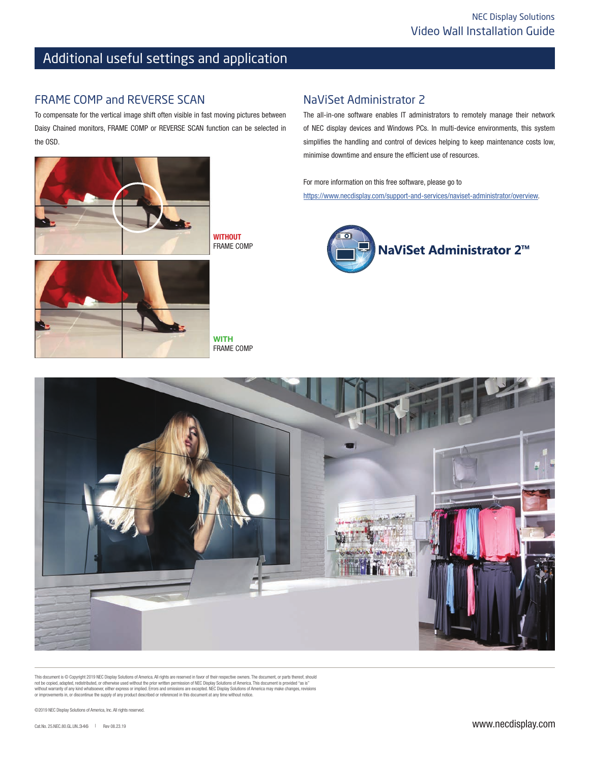## Additional useful settings and application

### FRAME COMP and REVERSE SCAN

To compensate for the vertical image shift often visible in fast moving pictures between Daisy Chained monitors, FRAME COMP or REVERSE SCAN function can be selected in the OSD.

**WITHOUT** FRAME COMP

**WITH** FRAME COMP

### NaViSet Administrator 2

The all-in-one software enables IT administrators to remotely manage their network of NEC display devices and Windows PCs. In multi-device environments, this system simplifies the handling and control of devices helping to keep maintenance costs low, minimise downtime and ensure the efficient use of resources.

For more information on this free software, please go to https://www.necdisplay.com/support-and-services/naviset-administrator/overview.

NaViSet Administrator 2™

This document is © Copyright 2019 NEC Display Solutions of America. All rights are reserved in favor of their respective owners. The document, or parts thereof, should not be copied, adapted, redistributed, or otherwise used without the prior written permission of NEC Display Solutions of America. This document is provided "as is" without warranty of any kind whatsoever, either express or implied. Errors and omissions are excepted. NEC Display Solutions of America may make changes, revisions or improvements in, or discontinue the supply of any product described or referenced in this document at any time without notice.

©2019 NEC Display Solutions of America, Inc. All rights reserved.

Cat.No. 25.NEC.80.GL.UN.346 | Rev 08.23.19

www.necdisplay.com